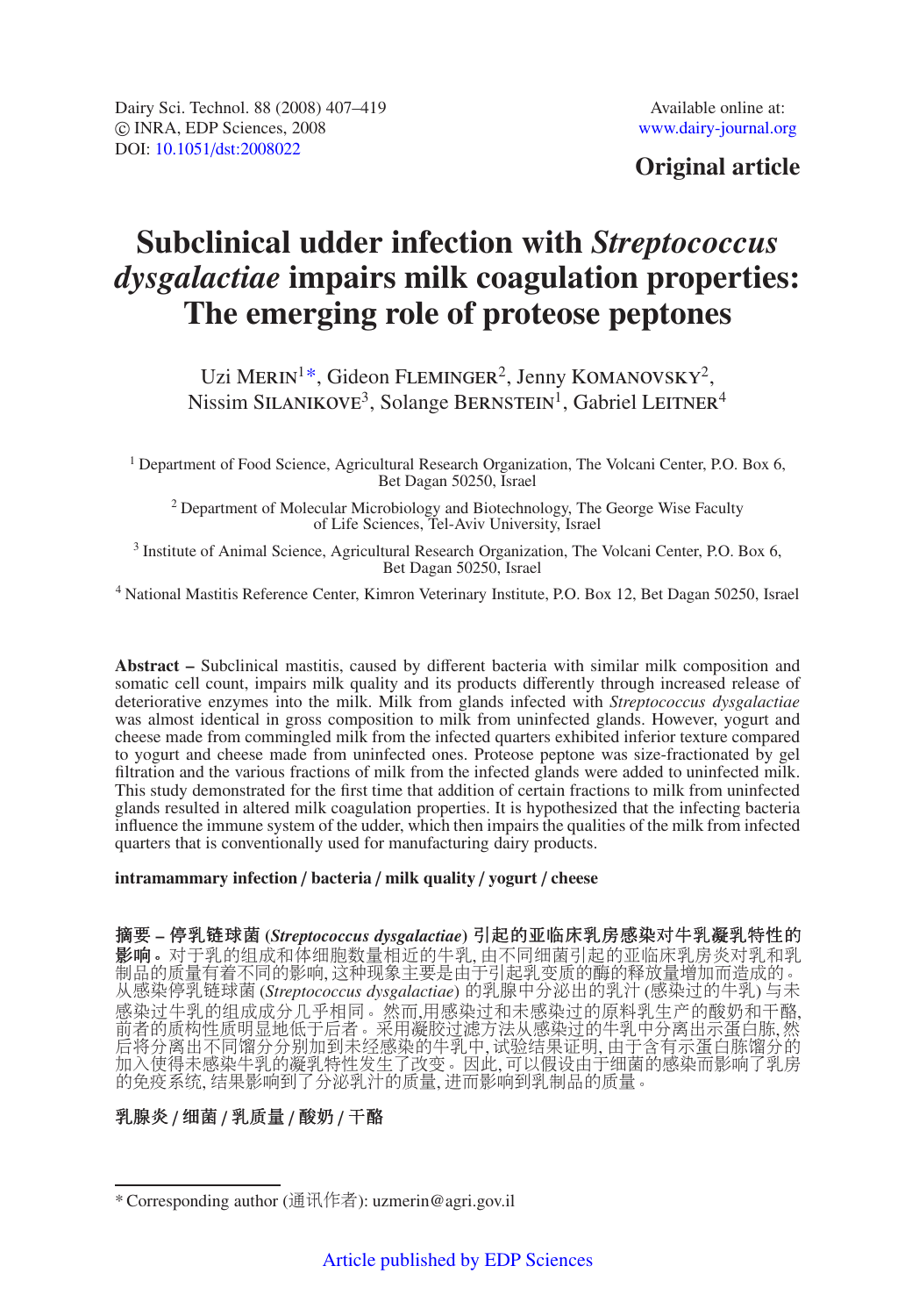Available online at:
www.dairy-journal.org

**Original article**

# Subclinical udder infection with *Streptococcus dysgalactiae* impairs milk coagulation properties: The emerging role of proteose peptones

Uzi MERIN[1]*, Gideon FLEMINGER[2], Jenny KOMANOVSKY[2], Nissim SILANIKOVE[3], Solange BERNSTEIN[1], Gabriel LEITNER[4]

[1] Department of Food Science, Agricultural Research Organization, The Volcani Center, P.O. Box 6, Bet Dagan 50250, Israel

[2] Department of Molecular Microbiology and Biotechnology, The George Wise Faculty of Life Sciences, Tel-Aviv University, Israel

[3] Institute of Animal Science, Agricultural Research Organization, The Volcani Center, P.O. Box 6, Bet Dagan 50250, Israel

[4] National Mastitis Reference Center, Kimron Veterinary Institute, P.O. Box 12, Bet Dagan 50250, Israel

**Abstract –** Subclinical mastitis, caused by different bacteria with similar milk composition and somatic cell count, impairs milk quality and its products differently through increased release of deteriorative enzymes into the milk. Milk from glands infected with *Streptococcus dysgalactiae* was almost identical in gross composition to milk from uninfected glands. However, yogurt and cheese made from commingled milk from the infected quarters exhibited inferior texture compared to yogurt and cheese made from uninfected ones. Proteose peptone was size-fractionated by gel filtration and the various fractions of milk from the infected glands were added to uninfected milk. This study demonstrated for the first time that addition of certain fractions to milk from uninfected glands resulted in altered milk coagulation properties. It is hypothesized that the infecting bacteria influence the immune system of the udder, which then impairs the qualities of the milk from infected quarters that is conventionally used for manufacturing dairy products.

**intramammary infection / bacteria / milk quality / yogurt / cheese**

**摘要 – 停乳链球菌 (*Streptococcus dysgalactiae*) 引起的亚临床乳房感染对牛乳凝乳特性的影响。**对于乳的组成和体细胞数量相近的牛乳, 由不同细菌引起的亚临床乳房炎对乳和乳制品的质量有着不同的影响, 这种现象主要是由于引起乳变质的酶的释放量增加而造成的。从感染停乳链球菌 (*Streptococcus dysgalactiae*) 的乳腺中分泌出的乳汁 (感染过的牛乳) 与未感染过牛乳的组成成分几乎相同。然而,用感染过和未感染过的原料乳生产的酸奶和干酪, 前者的质构性质明显地低于后者。采用凝胶过滤方法从感染过的牛乳中分离出示蛋白胨, 然后将分离出不同馏分分别加到未经感染的牛乳中, 试验结果证明, 由于含有示蛋白胨馏分的加入使得未感染牛乳的凝乳特性发生了改变。因此, 可以假设由于细菌的感染而影响了乳房的免疫系统, 结果影响到了分泌乳汁的质量, 进而影响到乳制品的质量。

**乳腺炎 / 细菌 / 乳质量 / 酸奶 / 干酪**

---

\* Corresponding author (通讯作者): uzmerin@agri.gov.il

Article published by EDP Sciences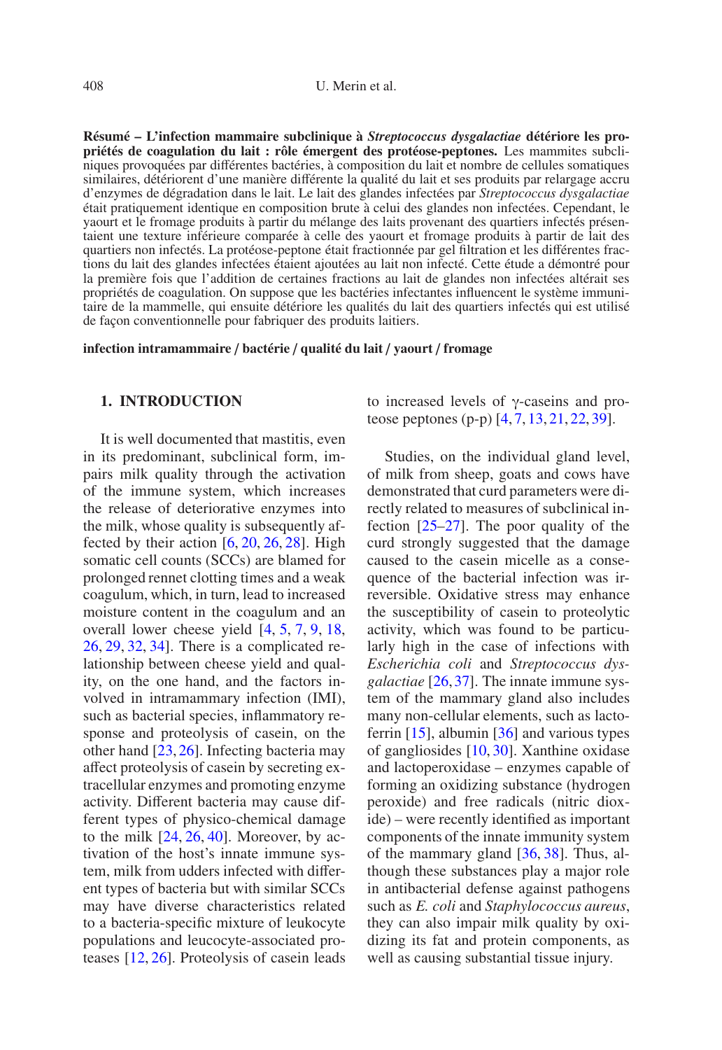**Résumé – L'infection mammaire subclinique à *Streptococcus dysgalactiae* détériore les propriétés de coagulation du lait : rôle émergent des protéose-peptones.** Les mammites subcliniques provoquées par différentes bactéries, à composition du lait et nombre de cellules somatiques similaires, détériorent d'une manière différente la qualité du lait et ses produits par relargage accru d'enzymes de dégradation dans le lait. Le lait des glandes infectées par *Streptococcus dysgalactiae* était pratiquement identique en composition brute à celui des glandes non infectées. Cependant, le yaourt et le fromage produits à partir du mélange des laits provenant des quartiers infectés présentaient une texture inférieure comparée à celle des yaourt et fromage produits à partir de lait des quartiers non infectés. La protéose-peptone était fractionnée par gel filtration et les différentes fractions du lait des glandes infectées étaient ajoutées au lait non infecté. Cette étude a démontré pour la première fois que l'addition de certaines fractions au lait de glandes non infectées altérait ses propriétés de coagulation. On suppose que les bactéries infectantes influencent le système immunitaire de la mammelle, qui ensuite détériore les qualités du lait des quartiers infectés qui est utilisé de façon conventionnelle pour fabriquer des produits laitiers.

**infection intramammaire / bactérie / qualité du lait / yaourt / fromage**

## 1. INTRODUCTION

It is well documented that mastitis, even in its predominant, subclinical form, impairs milk quality through the activation of the immune system, which increases the release of deteriorative enzymes into the milk, whose quality is subsequently affected by their action [6, 20, 26, 28]. High somatic cell counts (SCCs) are blamed for prolonged rennet clotting times and a weak coagulum, which, in turn, lead to increased moisture content in the coagulum and an overall lower cheese yield [4, 5, 7, 9, 18, 26, 29, 32, 34]. There is a complicated relationship between cheese yield and quality, on the one hand, and the factors involved in intramammary infection (IMI), such as bacterial species, inflammatory response and proteolysis of casein, on the other hand [23, 26]. Infecting bacteria may affect proteolysis of casein by secreting extracellular enzymes and promoting enzyme activity. Different bacteria may cause different types of physico-chemical damage to the milk [24, 26, 40]. Moreover, by activation of the host's innate immune system, milk from udders infected with different types of bacteria but with similar SCCs may have diverse characteristics related to a bacteria-specific mixture of leukocyte populations and leucocyte-associated proteases [12, 26]. Proteolysis of casein leads to increased levels of γ-caseins and proteose peptones (p-p) [4, 7, 13, 21, 22, 39].

Studies, on the individual gland level, of milk from sheep, goats and cows have demonstrated that curd parameters were directly related to measures of subclinical infection [25–27]. The poor quality of the curd strongly suggested that the damage caused to the casein micelle as a consequence of the bacterial infection was irreversible. Oxidative stress may enhance the susceptibility of casein to proteolytic activity, which was found to be particularly high in the case of infections with *Escherichia coli* and *Streptococcus dysgalactiae* [26, 37]. The innate immune system of the mammary gland also includes many non-cellular elements, such as lactoferrin [15], albumin [36] and various types of gangliosides [10, 30]. Xanthine oxidase and lactoperoxidase – enzymes capable of forming an oxidizing substance (hydrogen peroxide) and free radicals (nitric dioxide) – were recently identified as important components of the innate immunity system of the mammary gland [36, 38]. Thus, although these substances play a major role in antibacterial defense against pathogens such as *E. coli* and *Staphylococcus aureus*, they can also impair milk quality by oxidizing its fat and protein components, as well as causing substantial tissue injury.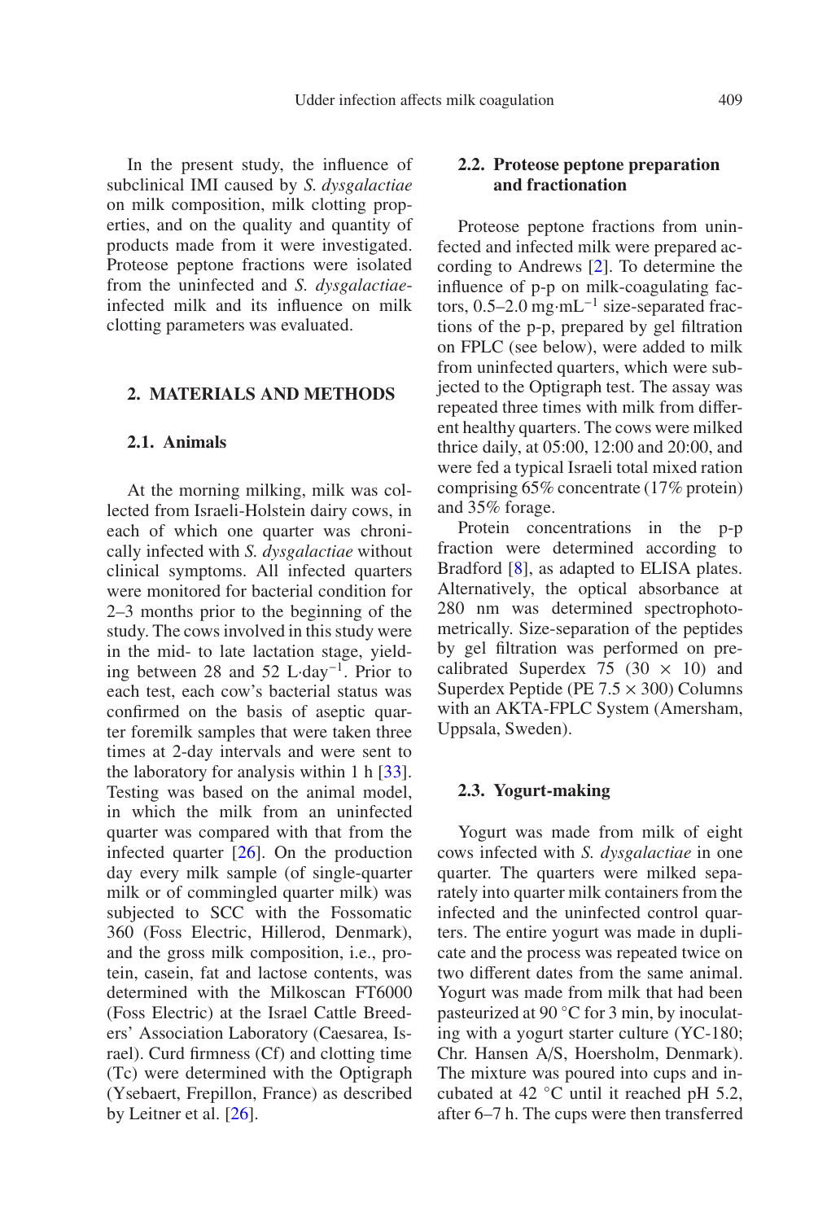In the present study, the influence of subclinical IMI caused by *S. dysgalactiae* on milk composition, milk clotting properties, and on the quality and quantity of products made from it were investigated. Proteose peptone fractions were isolated from the uninfected and *S. dysgalactiae*-infected milk and its influence on milk clotting parameters was evaluated.

## 2. MATERIALS AND METHODS

### 2.1. Animals

At the morning milking, milk was collected from Israeli-Holstein dairy cows, in each of which one quarter was chronically infected with *S. dysgalactiae* without clinical symptoms. All infected quarters were monitored for bacterial condition for 2–3 months prior to the beginning of the study. The cows involved in this study were in the mid- to late lactation stage, yielding between 28 and 52 $L \cdot day^{-1}$. Prior to each test, each cow's bacterial status was confirmed on the basis of aseptic quarter foremilk samples that were taken three times at 2-day intervals and were sent to the laboratory for analysis within 1 h [33]. Testing was based on the animal model, in which the milk from an uninfected quarter was compared with that from the infected quarter [26]. On the production day every milk sample (of single-quarter milk or of commingled quarter milk) was subjected to SCC with the Fossomatic 360 (Foss Electric, Hillerod, Denmark), and the gross milk composition, i.e., protein, casein, fat and lactose contents, was determined with the Milkoscan FT6000 (Foss Electric) at the Israel Cattle Breeders' Association Laboratory (Caesarea, Israel). Curd firmness (Cf) and clotting time (Tc) were determined with the Optigraph (Ysebaert, Frepillon, France) as described by Leitner et al. [26].

### 2.2. Proteose peptone preparation and fractionation

Proteose peptone fractions from uninfected and infected milk were prepared according to Andrews [2]. To determine the influence of p-p on milk-coagulating factors, 0.5–2.0 $mg \cdot mL^{-1}$ size-separated fractions of the p-p, prepared by gel filtration on FPLC (see below), were added to milk from uninfected quarters, which were subjected to the Optigraph test. The assay was repeated three times with milk from different healthy quarters. The cows were milked thrice daily, at 05:00, 12:00 and 20:00, and were fed a typical Israeli total mixed ration comprising 65% concentrate (17% protein) and 35% forage.

Protein concentrations in the p-p fraction were determined according to Bradford [8], as adapted to ELISA plates. Alternatively, the optical absorbance at 280 nm was determined spectrophotometrically. Size-separation of the peptides by gel filtration was performed on precalibrated Superdex 75 ($30 \times 10$) and Superdex Peptide (PE $7.5 \times 300$) Columns with an AKTA-FPLC System (Amersham, Uppsala, Sweden).

### 2.3. Yogurt-making

Yogurt was made from milk of eight cows infected with *S. dysgalactiae* in one quarter. The quarters were milked separately into quarter milk containers from the infected and the uninfected control quarters. The entire yogurt was made in duplicate and the process was repeated twice on two different dates from the same animal. Yogurt was made from milk that had been pasteurized at 90 °C for 3 min, by inoculating with a yogurt starter culture (YC-180; Chr. Hansen A/S, Hoersholm, Denmark). The mixture was poured into cups and incubated at 42 °C until it reached pH 5.2, after 6–7 h. The cups were then transferred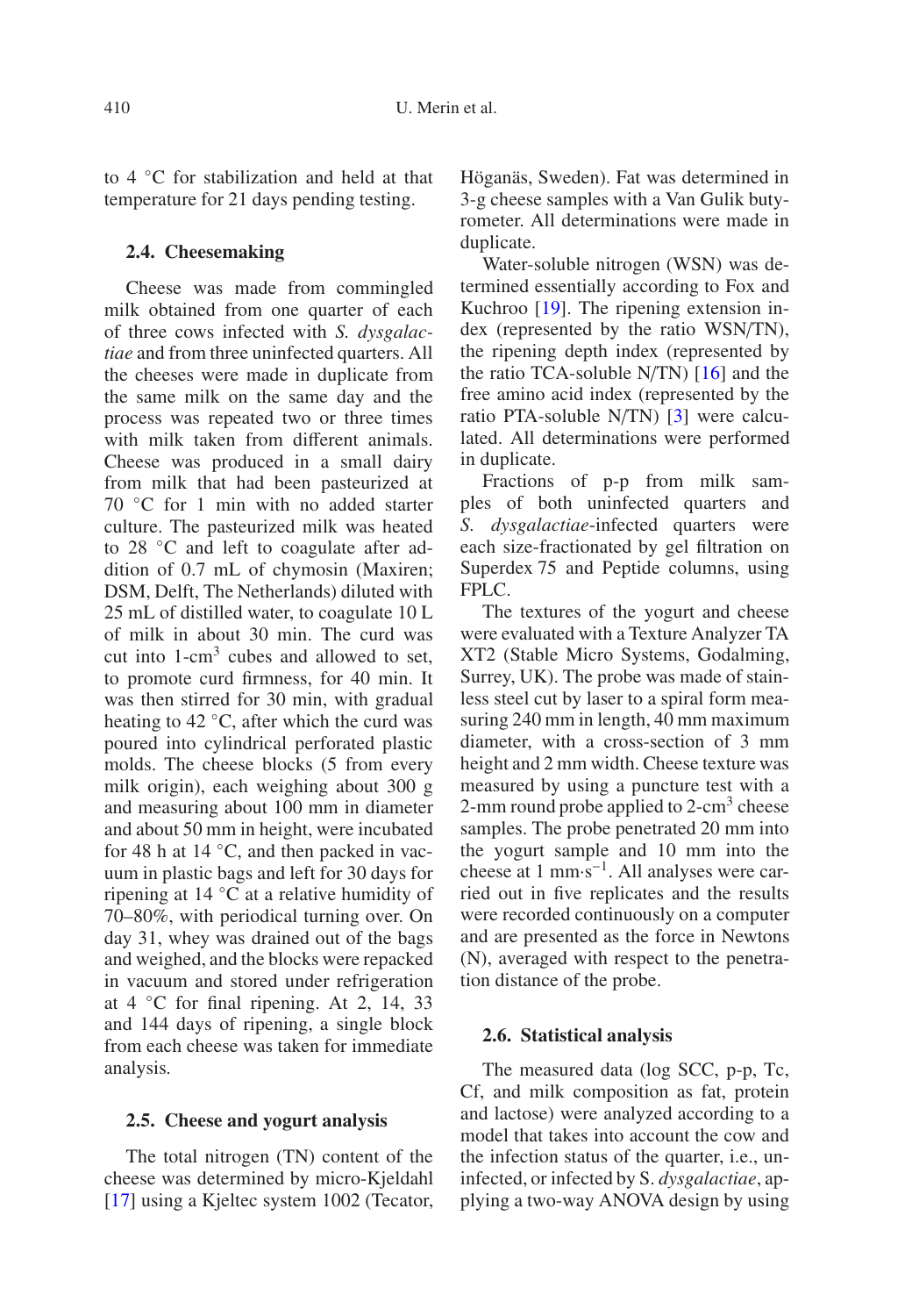to 4 °C for stabilization and held at that temperature for 21 days pending testing.

### 2.4. Cheesemaking

Cheese was made from commingled milk obtained from one quarter of each of three cows infected with *S. dysgalactiae* and from three uninfected quarters. All the cheeses were made in duplicate from the same milk on the same day and the process was repeated two or three times with milk taken from different animals. Cheese was produced in a small dairy from milk that had been pasteurized at 70 °C for 1 min with no added starter culture. The pasteurized milk was heated to 28 °C and left to coagulate after addition of 0.7 mL of chymosin (Maxiren; DSM, Delft, The Netherlands) diluted with 25 mL of distilled water, to coagulate 10 L of milk in about 30 min. The curd was cut into 1-$cm^3$ cubes and allowed to set, to promote curd firmness, for 40 min. It was then stirred for 30 min, with gradual heating to 42 °C, after which the curd was poured into cylindrical perforated plastic molds. The cheese blocks (5 from every milk origin), each weighing about 300 g and measuring about 100 mm in diameter and about 50 mm in height, were incubated for 48 h at 14 °C, and then packed in vacuum in plastic bags and left for 30 days for ripening at 14 °C at a relative humidity of 70–80%, with periodical turning over. On day 31, whey was drained out of the bags and weighed, and the blocks were repacked in vacuum and stored under refrigeration at 4 °C for final ripening. At 2, 14, 33 and 144 days of ripening, a single block from each cheese was taken for immediate analysis.

### 2.5. Cheese and yogurt analysis

The total nitrogen (TN) content of the cheese was determined by micro-Kjeldahl [17] using a Kjeltec system 1002 (Tecator, Höganäs, Sweden). Fat was determined in 3-g cheese samples with a Van Gulik butyrometer. All determinations were made in duplicate.

Water-soluble nitrogen (WSN) was determined essentially according to Fox and Kuchroo [19]. The ripening extension index (represented by the ratio WSN/TN), the ripening depth index (represented by the ratio TCA-soluble N/TN) [16] and the free amino acid index (represented by the ratio PTA-soluble N/TN) [3] were calculated. All determinations were performed in duplicate.

Fractions of p-p from milk samples of both uninfected quarters and *S. dysgalactiae*-infected quarters were each size-fractionated by gel filtration on Superdex 75 and Peptide columns, using FPLC.

The textures of the yogurt and cheese were evaluated with a Texture Analyzer TA XT2 (Stable Micro Systems, Godalming, Surrey, UK). The probe was made of stainless steel cut by laser to a spiral form measuring 240 mm in length, 40 mm maximum diameter, with a cross-section of 3 mm height and 2 mm width. Cheese texture was measured by using a puncture test with a 2-mm round probe applied to 2-$cm^3$ cheese samples. The probe penetrated 20 mm into the yogurt sample and 10 mm into the cheese at 1 $mm \cdot s^{-1}$. All analyses were carried out in five replicates and the results were recorded continuously on a computer and are presented as the force in Newtons (N), averaged with respect to the penetration distance of the probe.

### 2.6. Statistical analysis

The measured data (log SCC, p-p, Tc, Cf, and milk composition as fat, protein and lactose) were analyzed according to a model that takes into account the cow and the infection status of the quarter, i.e., uninfected, or infected by S. *dysgalactiae*, applying a two-way ANOVA design by using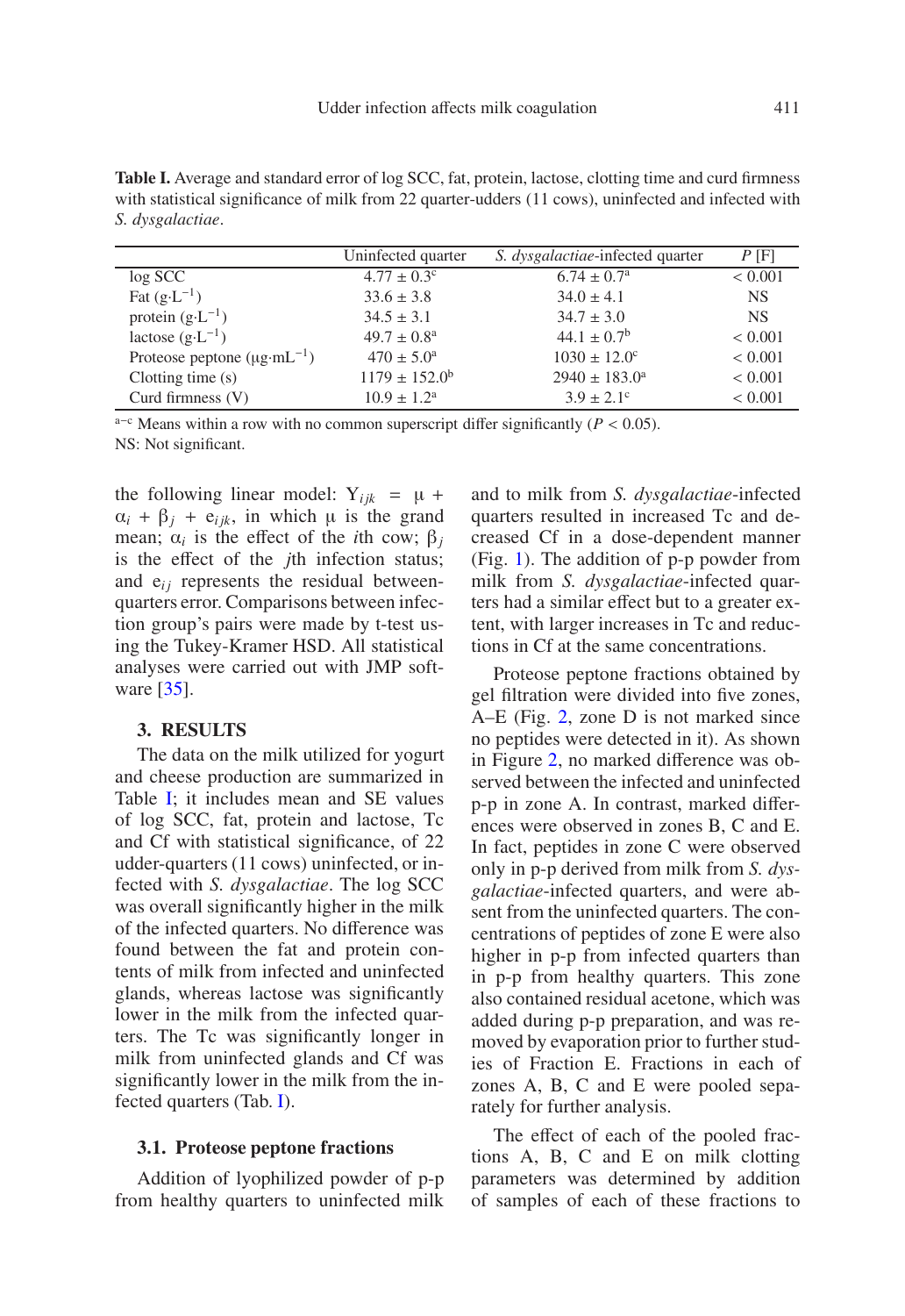**Table I.** Average and standard error of log SCC, fat, protein, lactose, clotting time and curd firmness with statistical significance of milk from 22 quarter-udders (11 cows), uninfected and infected with *S. dysgalactiae*.

| | Uninfected quarter | *S. dysgalactiae*-infected quarter | *P* [F] |
|---|---|---|---|
| log SCC | $4.77 \pm 0.3^{c}$ | $6.74 \pm 0.7^{a}$ | < 0.001 |
| Fat ($g \cdot L^{-1}$) | $33.6 \pm 3.8$ | $34.0 \pm 4.1$ | NS |
| protein ($g \cdot L^{-1}$) | $34.5 \pm 3.1$ | $34.7 \pm 3.0$ | NS |
| lactose ($g \cdot L^{-1}$) | $49.7 \pm 0.8^{a}$ | $44.1 \pm 0.7^{b}$ | < 0.001 |
| Proteose peptone ($\mu g \cdot mL^{-1}$) | $470 \pm 5.0^{a}$ | $1030 \pm 12.0^{c}$ | < 0.001 |
| Clotting time (s) | $1179 \pm 152.0^{b}$ | $2940 \pm 183.0^{a}$ | < 0.001 |
| Curd firmness (V) | $10.9 \pm 1.2^{a}$ | $3.9 \pm 2.1^{c}$ | < 0.001 |

[a–c] Means within a row with no common superscript differ significantly ($P < 0.05$).
NS: Not significant.

the following linear model: $Y_{ijk} = \mu + \alpha_i + \beta_j + e_{ijk}$, in which $\mu$ is the grand mean; $\alpha_i$ is the effect of the *i*th cow; $\beta_j$ is the effect of the *j*th infection status; and $e_{ij}$ represents the residual between-quarters error. Comparisons between infection group's pairs were made by t-test using the Tukey-Kramer HSD. All statistical analyses were carried out with JMP software [35].

## 3. RESULTS

The data on the milk utilized for yogurt and cheese production are summarized in Table I; it includes mean and SE values of log SCC, fat, protein and lactose, Tc and Cf with statistical significance, of 22 udder-quarters (11 cows) uninfected, or infected with *S. dysgalactiae*. The log SCC was overall significantly higher in the milk of the infected quarters. No difference was found between the fat and protein contents of milk from infected and uninfected glands, whereas lactose was significantly lower in the milk from the infected quarters. The Tc was significantly longer in milk from uninfected glands and Cf was significantly lower in the milk from the infected quarters (Tab. I).

### 3.1. Proteose peptone fractions

Addition of lyophilized powder of p-p from healthy quarters to uninfected milk and to milk from *S. dysgalactiae*-infected quarters resulted in increased Tc and decreased Cf in a dose-dependent manner (Fig. 1). The addition of p-p powder from milk from *S. dysgalactiae*-infected quarters had a similar effect but to a greater extent, with larger increases in Tc and reductions in Cf at the same concentrations.

Proteose peptone fractions obtained by gel filtration were divided into five zones, A–E (Fig. 2, zone D is not marked since no peptides were detected in it). As shown in Figure 2, no marked difference was observed between the infected and uninfected p-p in zone A. In contrast, marked differences were observed in zones B, C and E. In fact, peptides in zone C were observed only in p-p derived from milk from *S. dysgalactiae*-infected quarters, and were absent from the uninfected quarters. The concentrations of peptides of zone E were also higher in p-p from infected quarters than in p-p from healthy quarters. This zone also contained residual acetone, which was added during p-p preparation, and was removed by evaporation prior to further studies of Fraction E. Fractions in each of zones A, B, C and E were pooled separately for further analysis.

The effect of each of the pooled fractions A, B, C and E on milk clotting parameters was determined by addition of samples of each of these fractions to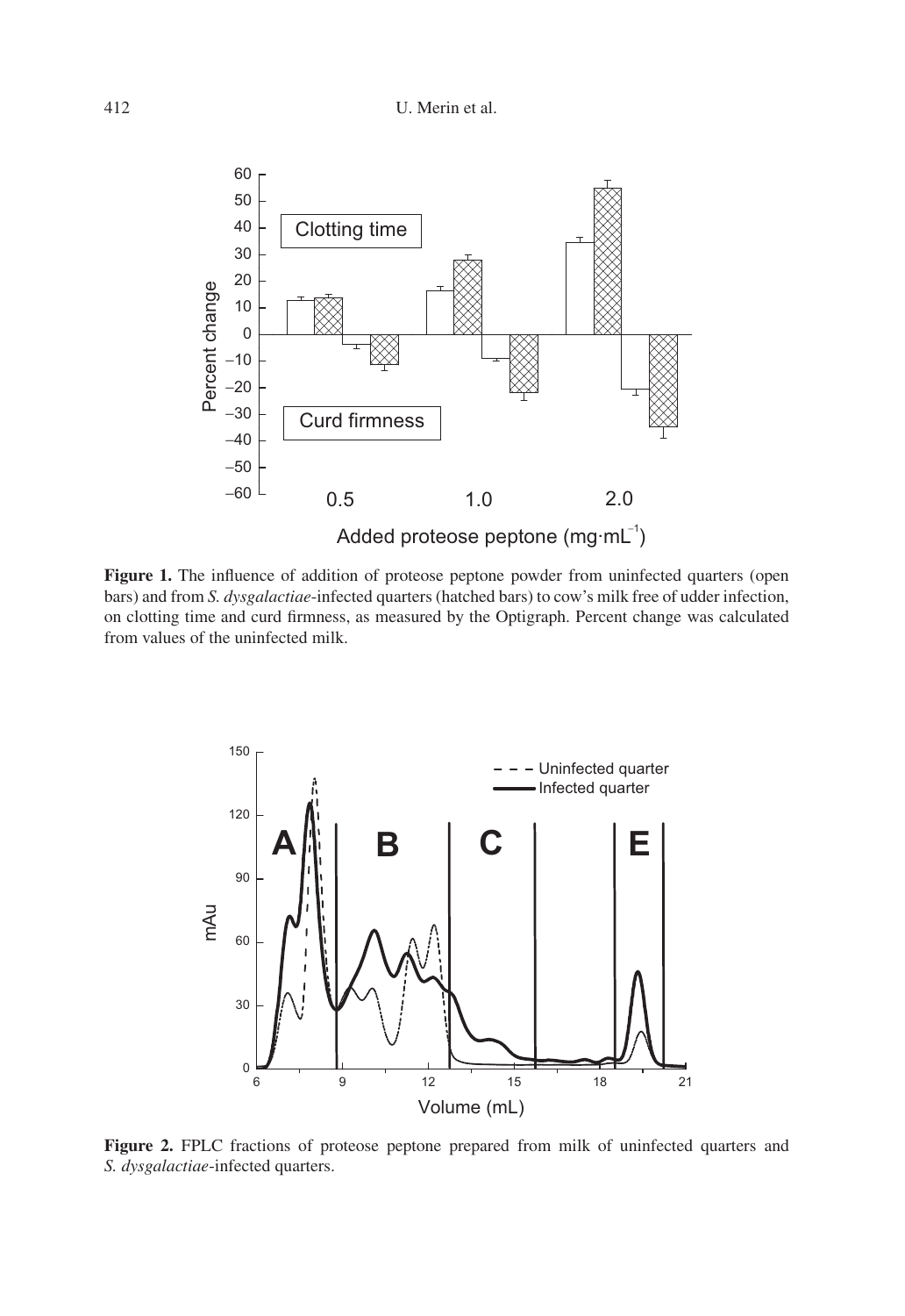**Figure 1.** The influence of addition of proteose peptone powder from uninfected quarters (open bars) and from *S. dysgalactiae*-infected quarters (hatched bars) to cow's milk free of udder infection, on clotting time and curd firmness, as measured by the Optigraph. Percent change was calculated from values of the uninfected milk.

**Figure 2.** FPLC fractions of proteose peptone prepared from milk of uninfected quarters and *S. dysgalactiae*-infected quarters.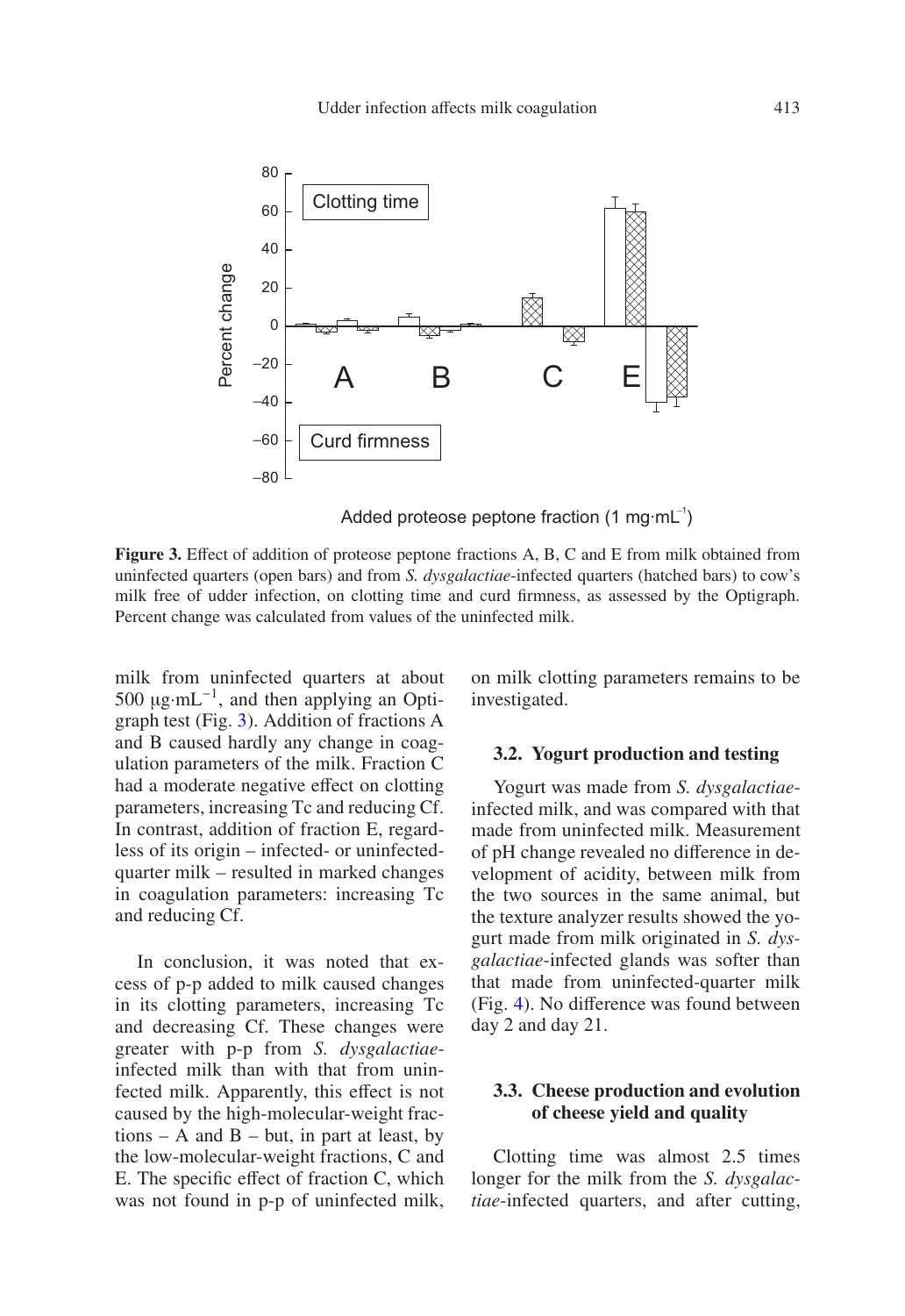**Figure 3.** Effect of addition of proteose peptone fractions A, B, C and E from milk obtained from uninfected quarters (open bars) and from *S. dysgalactiae*-infected quarters (hatched bars) to cow's milk free of udder infection, on clotting time and curd firmness, as assessed by the Optigraph. Percent change was calculated from values of the uninfected milk.

milk from uninfected quarters at about 500 μg·mL$^{-1}$, and then applying an Optigraph test (Fig. 3). Addition of fractions A and B caused hardly any change in coagulation parameters of the milk. Fraction C had a moderate negative effect on clotting parameters, increasing Tc and reducing Cf. In contrast, addition of fraction E, regardless of its origin – infected- or uninfected-quarter milk – resulted in marked changes in coagulation parameters: increasing Tc and reducing Cf.

In conclusion, it was noted that excess of p-p added to milk caused changes in its clotting parameters, increasing Tc and decreasing Cf. These changes were greater with p-p from *S. dysgalactiae*-infected milk than with that from uninfected milk. Apparently, this effect is not caused by the high-molecular-weight fractions – A and B – but, in part at least, by the low-molecular-weight fractions, C and E. The specific effect of fraction C, which was not found in p-p of uninfected milk, on milk clotting parameters remains to be investigated.

### 3.2. Yogurt production and testing

Yogurt was made from *S. dysgalactiae*-infected milk, and was compared with that made from uninfected milk. Measurement of pH change revealed no difference in development of acidity, between milk from the two sources in the same animal, but the texture analyzer results showed the yogurt made from milk originated in *S. dysgalactiae*-infected glands was softer than that made from uninfected-quarter milk (Fig. 4). No difference was found between day 2 and day 21.

### 3.3. Cheese production and evolution of cheese yield and quality

Clotting time was almost 2.5 times longer for the milk from the *S. dysgalactiae*-infected quarters, and after cutting,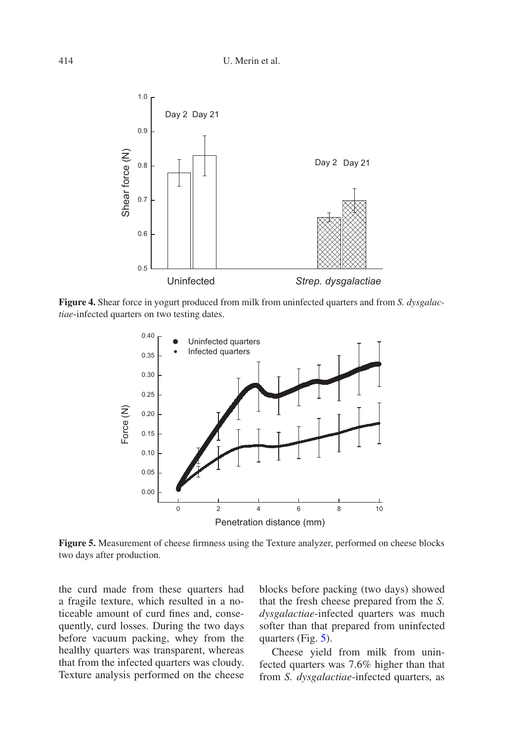**Figure 4.** Shear force in yogurt produced from milk from uninfected quarters and from *S. dysgalactiae*-infected quarters on two testing dates.

**Figure 5.** Measurement of cheese firmness using the Texture analyzer, performed on cheese blocks two days after production.

the curd made from these quarters had a fragile texture, which resulted in a noticeable amount of curd fines and, consequently, curd losses. During the two days before vacuum packing, whey from the healthy quarters was transparent, whereas that from the infected quarters was cloudy. Texture analysis performed on the cheese blocks before packing (two days) showed that the fresh cheese prepared from the *S. dysgalactiae*-infected quarters was much softer than that prepared from uninfected quarters (Fig. 5).

Cheese yield from milk from uninfected quarters was 7.6% higher than that from *S. dysgalactiae*-infected quarters, as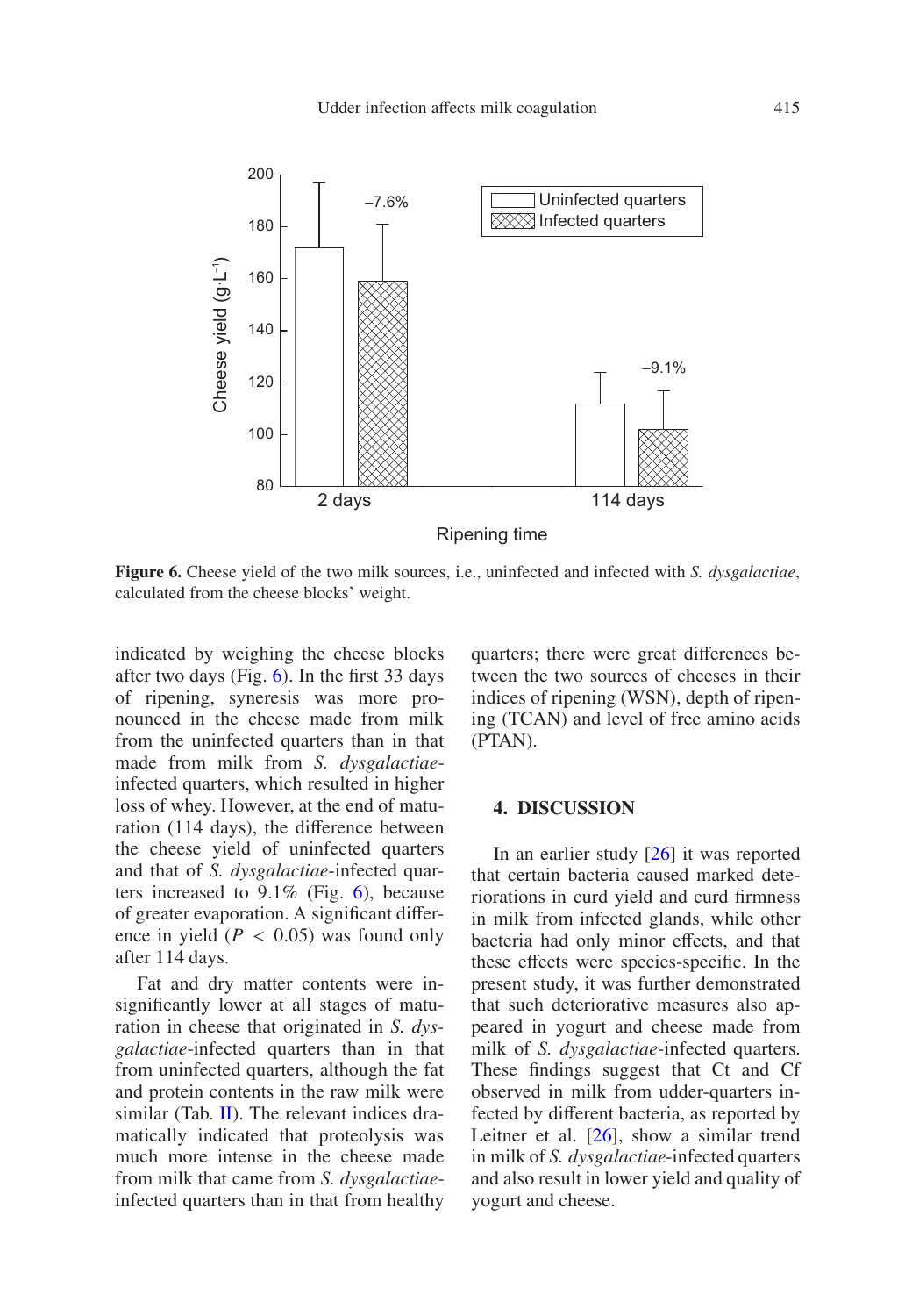Figure 6. Cheese yield of the two milk sources, i.e., uninfected and infected with *S. dysgalactiae*, calculated from the cheese blocks' weight.

indicated by weighing the cheese blocks after two days (Fig. 6). In the first 33 days of ripening, syneresis was more pronounced in the cheese made from milk from the uninfected quarters than in that made from milk from *S. dysgalactiae*-infected quarters, which resulted in higher loss of whey. However, at the end of maturation (114 days), the difference between the cheese yield of uninfected quarters and that of *S. dysgalactiae*-infected quarters increased to 9.1% (Fig. 6), because of greater evaporation. A significant difference in yield ($P < 0.05$) was found only after 114 days.

Fat and dry matter contents were insignificantly lower at all stages of maturation in cheese that originated in *S. dysgalactiae*-infected quarters than in that from uninfected quarters, although the fat and protein contents in the raw milk were similar (Tab. II). The relevant indices dramatically indicated that proteolysis was much more intense in the cheese made from milk that came from *S. dysgalactiae*-infected quarters than in that from healthy quarters; there were great differences between the two sources of cheeses in their indices of ripening (WSN), depth of ripening (TCAN) and level of free amino acids (PTAN).

## 4. DISCUSSION

In an earlier study [26] it was reported that certain bacteria caused marked deteriorations in curd yield and curd firmness in milk from infected glands, while other bacteria had only minor effects, and that these effects were species-specific. In the present study, it was further demonstrated that such deteriorative measures also appeared in yogurt and cheese made from milk of *S. dysgalactiae*-infected quarters. These findings suggest that Ct and Cf observed in milk from udder-quarters infected by different bacteria, as reported by Leitner et al. [26], show a similar trend in milk of *S. dysgalactiae*-infected quarters and also result in lower yield and quality of yogurt and cheese.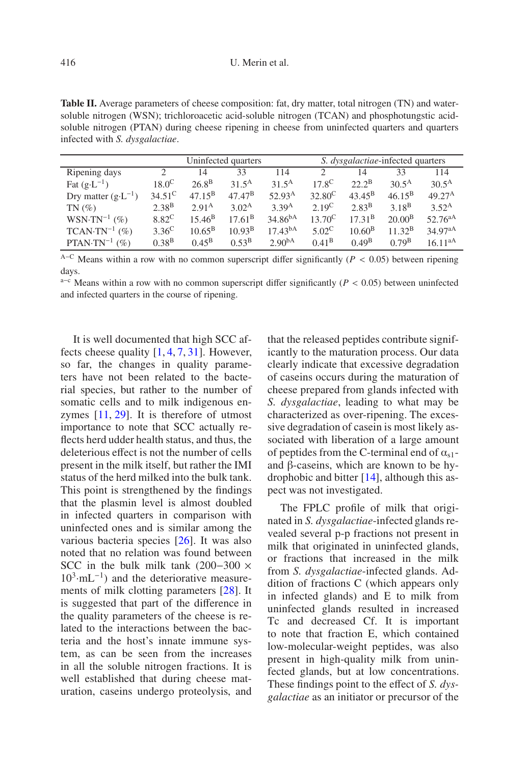**Table II.** Average parameters of cheese composition: fat, dry matter, total nitrogen (TN) and water-soluble nitrogen (WSN); trichloroacetic acid-soluble nitrogen (TCAN) and phosphotungstic acid-soluble nitrogen (PTAN) during cheese ripening in cheese from uninfected quarters and quarters infected with *S. dysgalactiae*.

| | Uninfected quarters | | | | *S. dysgalactiae*-infected quarters | | | |
|---|---|---|---|---|---|---|---|---|
| Ripening days | 2 | 14 | 33 | 114 | 2 | 14 | 33 | 114 |
| Fat ($g \cdot L^{-1}$) | $18.0^{C}$ | $26.8^{B}$ | $31.5^{A}$ | $31.5^{A}$ | $17.8^{C}$ | $22.2^{B}$ | $30.5^{A}$ | $30.5^{A}$ |
| Dry matter ($g \cdot L^{-1}$) | $34.51^{C}$ | $47.15^{B}$ | $47.47^{B}$ | $52.93^{A}$ | $32.80^{C}$ | $43.45^{B}$ | $46.15^{B}$ | $49.27^{A}$ |
| TN (%) | $2.38^{B}$ | $2.91^{A}$ | $3.02^{A}$ | $3.39^{A}$ | $2.19^{C}$ | $2.83^{B}$ | $3.18^{B}$ | $3.52^{A}$ |
| $WSN \cdot TN^{-1}$ (%) | $8.82^{C}$ | $15.46^{B}$ | $17.61^{B}$ | $34.86^{bA}$ | $13.70^{C}$ | $17.31^{B}$ | $20.00^{B}$ | $52.76^{aA}$ |
| $TCAN \cdot TN^{-1}$ (%) | $3.36^{C}$ | $10.65^{B}$ | $10.93^{B}$ | $17.43^{bA}$ | $5.02^{C}$ | $10.60^{B}$ | $11.32^{B}$ | $34.97^{aA}$ |
| $PTAN \cdot TN^{-1}$ (%) | $0.38^{B}$ | $0.45^{B}$ | $0.53^{B}$ | $2.90^{bA}$ | $0.41^{B}$ | $0.49^{B}$ | $0.79^{B}$ | $16.11^{aA}$ |

[A–C] Means within a row with no common superscript differ significantly ($P < 0.05$) between ripening days.
[a–c] Means within a row with no common superscript differ significantly ($P < 0.05$) between uninfected and infected quarters in the course of ripening.

It is well documented that high SCC affects cheese quality [1, 4, 7, 31]. However, so far, the changes in quality parameters have not been related to the bacterial species, but rather to the number of somatic cells and to milk indigenous enzymes [11, 29]. It is therefore of utmost importance to note that SCC actually reflects herd udder health status, and thus, the deleterious effect is not the number of cells present in the milk itself, but rather the IMI status of the herd milked into the bulk tank. This point is strengthened by the findings that the plasmin level is almost doubled in infected quarters in comparison with uninfected ones and is similar among the various bacteria species [26]. It was also noted that no relation was found between SCC in the bulk milk tank ($200-300 \times 10^3 \cdot mL^{-1}$) and the deteriorative measurements of milk clotting parameters [28]. It is suggested that part of the difference in the quality parameters of the cheese is related to the interactions between the bacteria and the host's innate immune system, as can be seen from the increases in all the soluble nitrogen fractions. It is well established that during cheese maturation, caseins undergo proteolysis, and that the released peptides contribute significantly to the maturation process. Our data clearly indicate that excessive degradation of caseins occurs during the maturation of cheese prepared from glands infected with *S. dysgalactiae*, leading to what may be characterized as over-ripening. The excessive degradation of casein is most likely associated with liberation of a large amount of peptides from the C-terminal end of $\alpha_{s1}$- and β-caseins, which are known to be hydrophobic and bitter [14], although this aspect was not investigated.

The FPLC profile of milk that originated in *S. dysgalactiae*-infected glands revealed several p-p fractions not present in milk that originated in uninfected glands, or fractions that increased in the milk from *S. dysgalactiae*-infected glands. Addition of fractions C (which appears only in infected glands) and E to milk from uninfected glands resulted in increased Tc and decreased Cf. It is important to note that fraction E, which contained low-molecular-weight peptides, was also present in high-quality milk from uninfected glands, but at low concentrations. These findings point to the effect of *S. dysgalactiae* as an initiator or precursor of the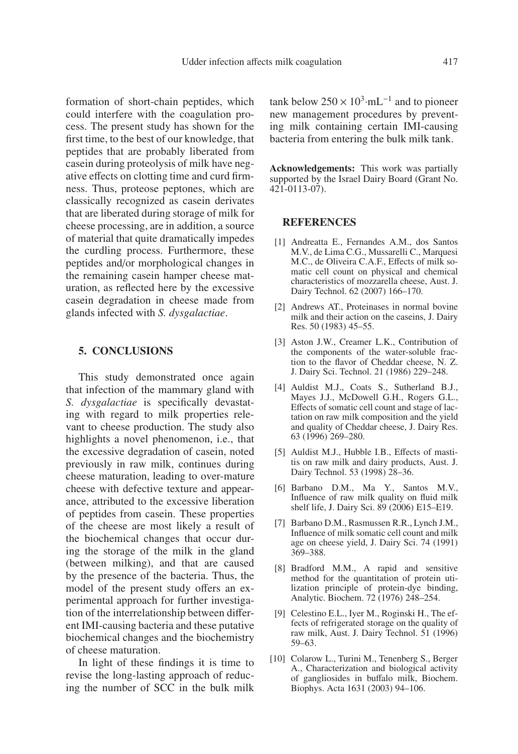formation of short-chain peptides, which could interfere with the coagulation process. The present study has shown for the first time, to the best of our knowledge, that peptides that are probably liberated from casein during proteolysis of milk have negative effects on clotting time and curd firmness. Thus, proteose peptones, which are classically recognized as casein derivates that are liberated during storage of milk for cheese processing, are in addition, a source of material that quite dramatically impedes the curdling process. Furthermore, these peptides and/or morphological changes in the remaining casein hamper cheese maturation, as reflected here by the excessive casein degradation in cheese made from glands infected with *S. dysgalactiae*.

## 5. CONCLUSIONS

This study demonstrated once again that infection of the mammary gland with *S. dysgalactiae* is specifically devastating with regard to milk properties relevant to cheese production. The study also highlights a novel phenomenon, i.e., that the excessive degradation of casein, noted previously in raw milk, continues during cheese maturation, leading to over-mature cheese with defective texture and appearance, attributed to the excessive liberation of peptides from casein. These properties of the cheese are most likely a result of the biochemical changes that occur during the storage of the milk in the gland (between milking), and that are caused by the presence of the bacteria. Thus, the model of the present study offers an experimental approach for further investigation of the interrelationship between different IMI-causing bacteria and these putative biochemical changes and the biochemistry of cheese maturation.

In light of these findings it is time to revise the long-lasting approach of reducing the number of SCC in the bulk milk tank below $250 \times 10^3 \cdot \text{mL}^{-1}$ and to pioneer new management procedures by preventing milk containing certain IMI-causing bacteria from entering the bulk milk tank.

**Acknowledgements:** This work was partially supported by the Israel Dairy Board (Grant No. 421-0113-07).

## REFERENCES

[1] Andreatta E., Fernandes A.M., dos Santos M.V., de Lima C.G., Mussarelli C., Marquesi M.C., de Oliveira C.A.F., Effects of milk somatic cell count on physical and chemical characteristics of mozzarella cheese, Aust. J. Dairy Technol. 62 (2007) 166–170.

[2] Andrews AT., Proteinases in normal bovine milk and their action on the caseins, J. Dairy Res. 50 (1983) 45–55.

[3] Aston J.W., Creamer L.K., Contribution of the components of the water-soluble fraction to the flavor of Cheddar cheese, N. Z. J. Dairy Sci. Technol. 21 (1986) 229–248.

[4] Auldist M.J., Coats S., Sutherland B.J., Mayes J.J., McDowell G.H., Rogers G.L., Effects of somatic cell count and stage of lactation on raw milk composition and the yield and quality of Cheddar cheese, J. Dairy Res. 63 (1996) 269–280.

[5] Auldist M.J., Hubble I.B., Effects of mastitis on raw milk and dairy products, Aust. J. Dairy Technol. 53 (1998) 28–36.

[6] Barbano D.M., Ma Y., Santos M.V., Influence of raw milk quality on fluid milk shelf life, J. Dairy Sci. 89 (2006) E15–E19.

[7] Barbano D.M., Rasmussen R.R., Lynch J.M., Influence of milk somatic cell count and milk age on cheese yield, J. Dairy Sci. 74 (1991) 369–388.

[8] Bradford M.M., A rapid and sensitive method for the quantitation of protein utilization principle of protein-dye binding, Analytic. Biochem. 72 (1976) 248–254.

[9] Celestino E.L., Iyer M., Roginski H., The effects of refrigerated storage on the quality of raw milk, Aust. J. Dairy Technol. 51 (1996) 59–63.

[10] Colarow L., Turini M., Tenenberg S., Berger A., Characterization and biological activity of gangliosides in buffalo milk, Biochem. Biophys. Acta 1631 (2003) 94–106.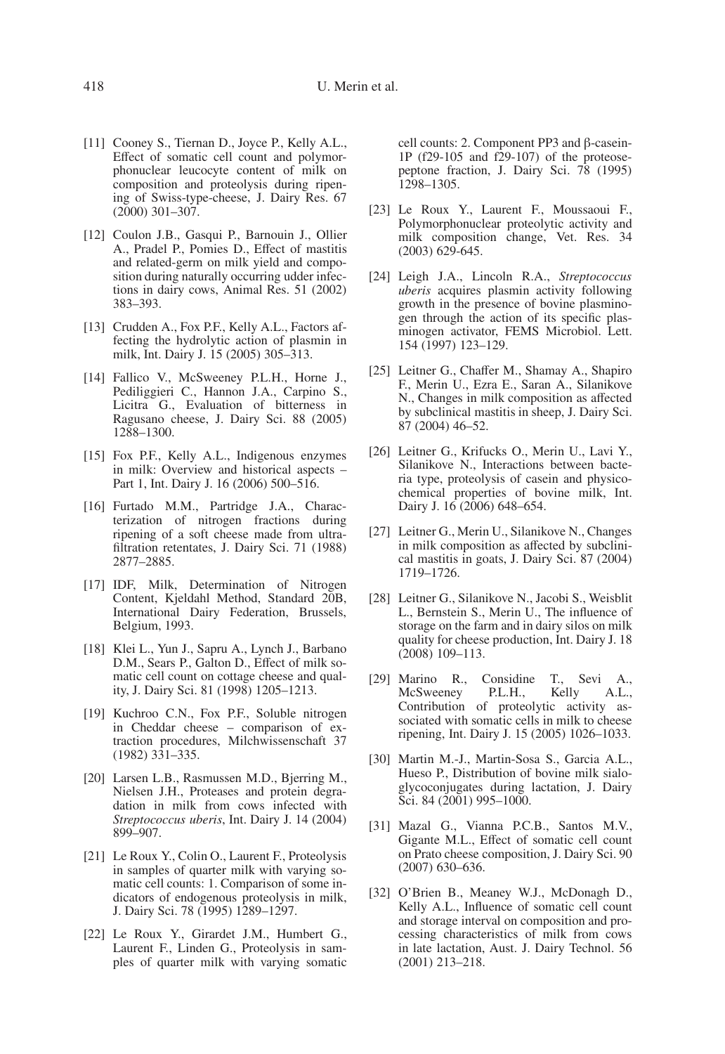[11] Cooney S., Tiernan D., Joyce P., Kelly A.L., Effect of somatic cell count and polymorphonuclear leucocyte content of milk on composition and proteolysis during ripening of Swiss-type-cheese, J. Dairy Res. 67 (2000) 301–307.

[12] Coulon J.B., Gasqui P., Barnouin J., Ollier A., Pradel P., Pomies D., Effect of mastitis and related-germ on milk yield and composition during naturally occurring udder infections in dairy cows, Animal Res. 51 (2002) 383–393.

[13] Crudden A., Fox P.F., Kelly A.L., Factors affecting the hydrolytic action of plasmin in milk, Int. Dairy J. 15 (2005) 305–313.

[14] Fallico V., McSweeney P.L.H., Horne J., Pediliggieri C., Hannon J.A., Carpino S., Licitra G., Evaluation of bitterness in Ragusano cheese, J. Dairy Sci. 88 (2005) 1288–1300.

[15] Fox P.F., Kelly A.L., Indigenous enzymes in milk: Overview and historical aspects – Part 1, Int. Dairy J. 16 (2006) 500–516.

[16] Furtado M.M., Partridge J.A., Characterization of nitrogen fractions during ripening of a soft cheese made from ultrafiltration retentates, J. Dairy Sci. 71 (1988) 2877–2885.

[17] IDF, Milk, Determination of Nitrogen Content, Kjeldahl Method, Standard 20B, International Dairy Federation, Brussels, Belgium, 1993.

[18] Klei L., Yun J., Sapru A., Lynch J., Barbano D.M., Sears P., Galton D., Effect of milk somatic cell count on cottage cheese and quality, J. Dairy Sci. 81 (1998) 1205–1213.

[19] Kuchroo C.N., Fox P.F., Soluble nitrogen in Cheddar cheese – comparison of extraction procedures, Milchwissenschaft 37 (1982) 331–335.

[20] Larsen L.B., Rasmussen M.D., Bjerring M., Nielsen J.H., Proteases and protein degradation in milk from cows infected with *Streptococcus uberis*, Int. Dairy J. 14 (2004) 899–907.

[21] Le Roux Y., Colin O., Laurent F., Proteolysis in samples of quarter milk with varying somatic cell counts: 1. Comparison of some indicators of endogenous proteolysis in milk, J. Dairy Sci. 78 (1995) 1289–1297.

[22] Le Roux Y., Girardet J.M., Humbert G., Laurent F., Linden G., Proteolysis in samples of quarter milk with varying somatic cell counts: 2. Component PP3 and β-casein-1P (f29-105 and f29-107) of the proteose-peptone fraction, J. Dairy Sci. 78 (1995) 1298–1305.

[23] Le Roux Y., Laurent F., Moussaoui F., Polymorphonuclear proteolytic activity and milk composition change, Vet. Res. 34 (2003) 629-645.

[24] Leigh J.A., Lincoln R.A., *Streptococcus uberis* acquires plasmin activity following growth in the presence of bovine plasminogen through the action of its specific plasminogen activator, FEMS Microbiol. Lett. 154 (1997) 123–129.

[25] Leitner G., Chaffer M., Shamay A., Shapiro F., Merin U., Ezra E., Saran A., Silanikove N., Changes in milk composition as affected by subclinical mastitis in sheep, J. Dairy Sci. 87 (2004) 46–52.

[26] Leitner G., Krifucks O., Merin U., Lavi Y., Silanikove N., Interactions between bacteria type, proteolysis of casein and physicochemical properties of bovine milk, Int. Dairy J. 16 (2006) 648–654.

[27] Leitner G., Merin U., Silanikove N., Changes in milk composition as affected by subclinical mastitis in goats, J. Dairy Sci. 87 (2004) 1719–1726.

[28] Leitner G., Silanikove N., Jacobi S., Weisblit L., Bernstein S., Merin U., The influence of storage on the farm and in dairy silos on milk quality for cheese production, Int. Dairy J. 18 (2008) 109–113.

[29] Marino R., Considine T., Sevi A., McSweeney P.L.H., Kelly A.L., Contribution of proteolytic activity associated with somatic cells in milk to cheese ripening, Int. Dairy J. 15 (2005) 1026–1033.

[30] Martin M.-J., Martin-Sosa S., Garcia A.L., Hueso P., Distribution of bovine milk sialoglycoconjugates during lactation, J. Dairy Sci. 84 (2001) 995–1000.

[31] Mazal G., Vianna P.C.B., Santos M.V., Gigante M.L., Effect of somatic cell count on Prato cheese composition, J. Dairy Sci. 90 (2007) 630–636.

[32] O'Brien B., Meaney W.J., McDonagh D., Kelly A.L., Influence of somatic cell count and storage interval on composition and processing characteristics of milk from cows in late lactation, Aust. J. Dairy Technol. 56 (2001) 213–218.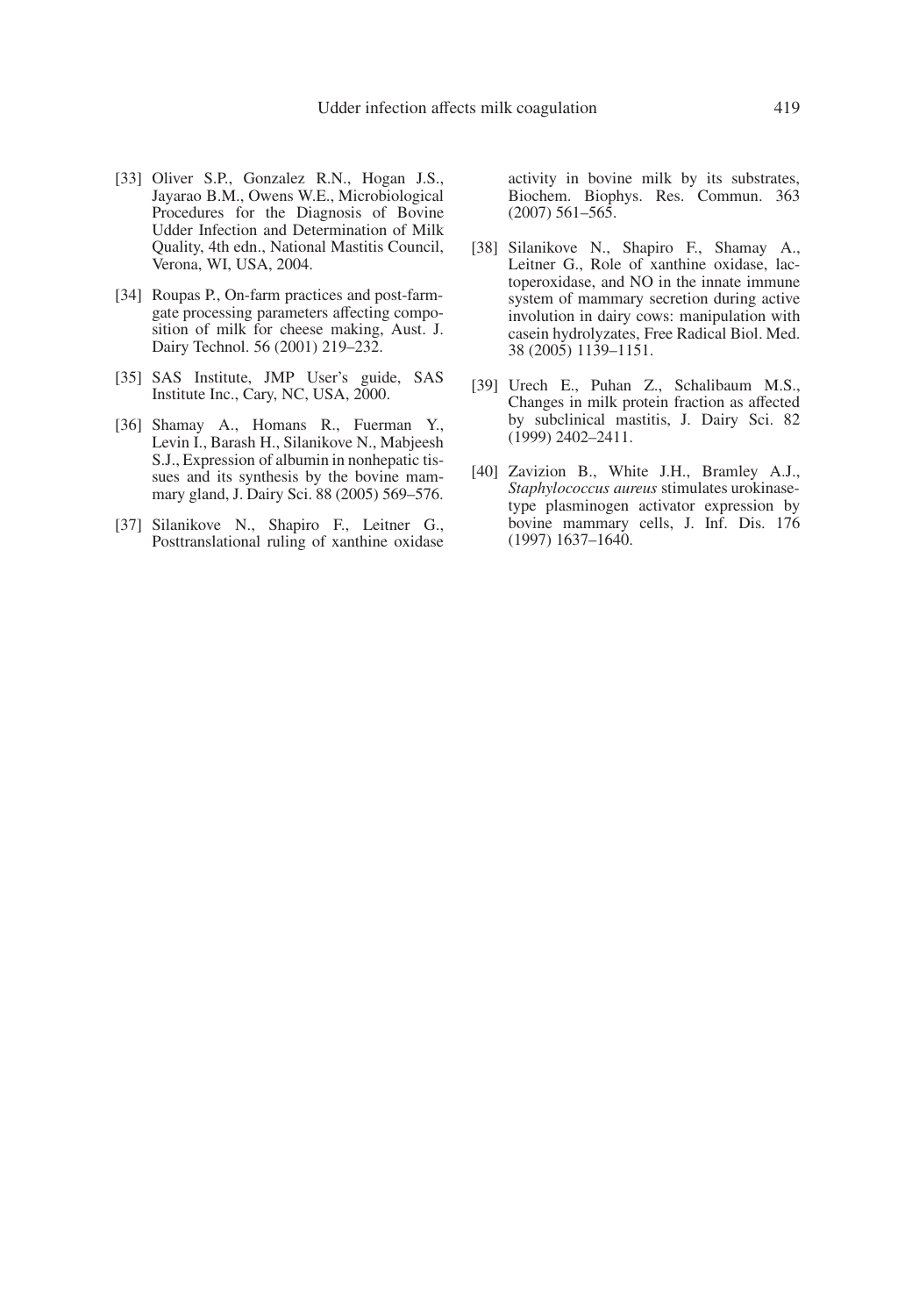[33] Oliver S.P., Gonzalez R.N., Hogan J.S., Jayarao B.M., Owens W.E., Microbiological Procedures for the Diagnosis of Bovine Udder Infection and Determination of Milk Quality, 4th edn., National Mastitis Council, Verona, WI, USA, 2004.

[34] Roupas P., On-farm practices and post-farmgate processing parameters affecting composition of milk for cheese making, Aust. J. Dairy Technol. 56 (2001) 219–232.

[35] SAS Institute, JMP User's guide, SAS Institute Inc., Cary, NC, USA, 2000.

[36] Shamay A., Homans R., Fuerman Y., Levin I., Barash H., Silanikove N., Mabjeesh S.J., Expression of albumin in nonhepatic tissues and its synthesis by the bovine mammary gland, J. Dairy Sci. 88 (2005) 569–576.

[37] Silanikove N., Shapiro F., Leitner G., Posttranslational ruling of xanthine oxidase activity in bovine milk by its substrates, Biochem. Biophys. Res. Commun. 363 (2007) 561–565.

[38] Silanikove N., Shapiro F., Shamay A., Leitner G., Role of xanthine oxidase, lactoperoxidase, and NO in the innate immune system of mammary secretion during active involution in dairy cows: manipulation with casein hydrolyzates, Free Radical Biol. Med. 38 (2005) 1139–1151.

[39] Urech E., Puhan Z., Schalibaum M.S., Changes in milk protein fraction as affected by subclinical mastitis, J. Dairy Sci. 82 (1999) 2402–2411.

[40] Zavizion B., White J.H., Bramley A.J., *Staphylococcus aureus* stimulates urokinase-type plasminogen activator expression by bovine mammary cells, J. Inf. Dis. 176 (1997) 1637–1640.